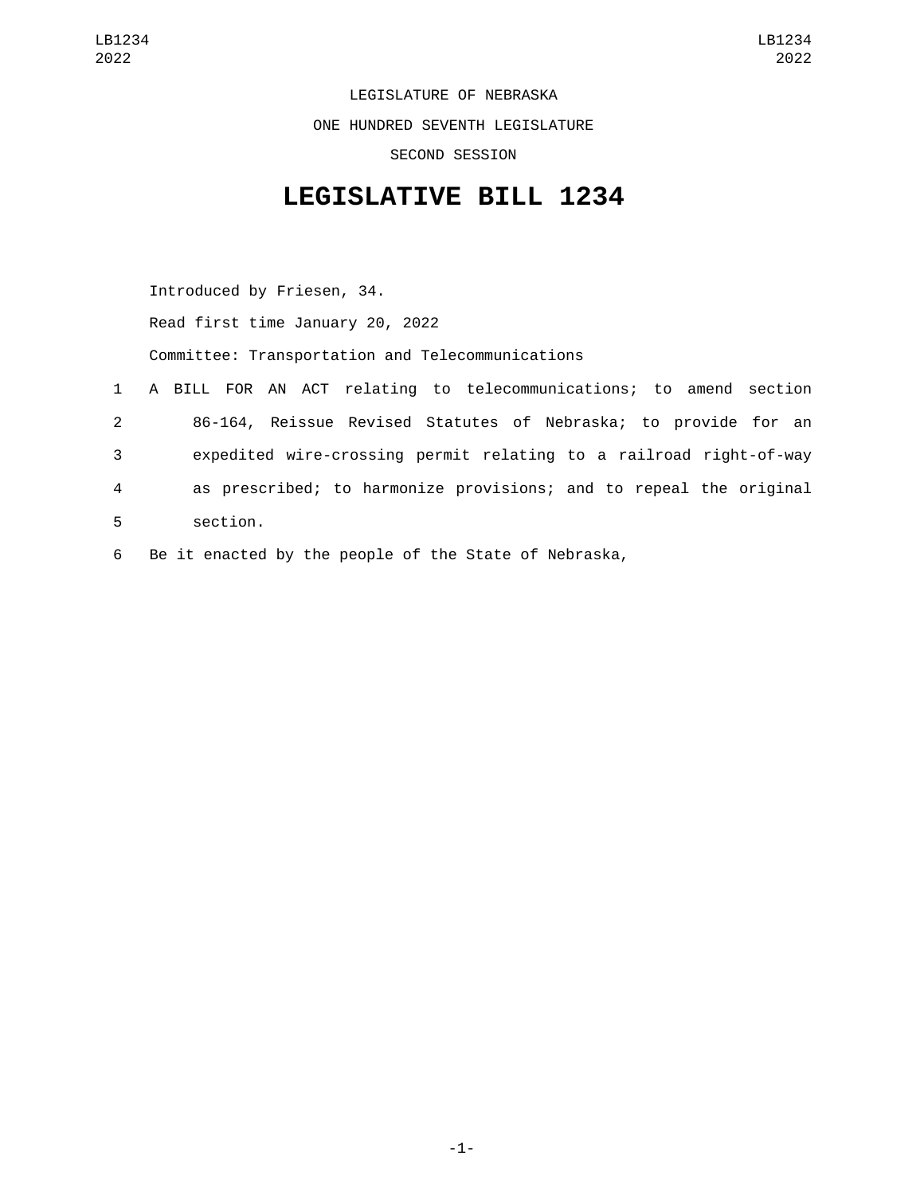LEGISLATURE OF NEBRASKA

ONE HUNDRED SEVENTH LEGISLATURE

SECOND SESSION

# LEGISLATIVE BILL 1234

Introduced by Friesen, 34.

Read first time January 20, 2022

Committee: Transportation and Telecommunications

1 A BILL FOR AN ACT relating to telecommunications; to amend section
2 86-164, Reissue Revised Statutes of Nebraska; to provide for an
3 expedited wire-crossing permit relating to a railroad right-of-way
4 as prescribed; to harmonize provisions; and to repeal the original
5 section.

6 Be it enacted by the people of the State of Nebraska,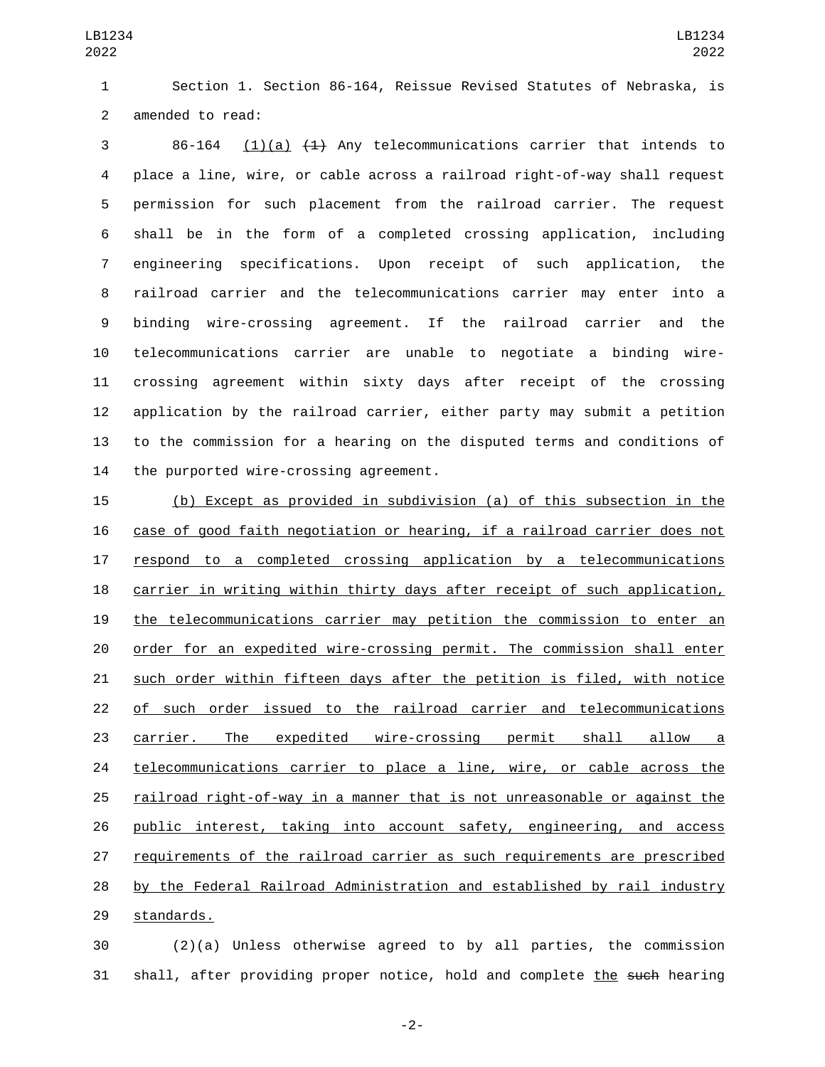Section 1. Section 86-164, Reissue Revised Statutes of Nebraska, is amended to read:

86-164 (1)(a) ~~(1)~~ Any telecommunications carrier that intends to place a line, wire, or cable across a railroad right-of-way shall request permission for such placement from the railroad carrier. The request shall be in the form of a completed crossing application, including engineering specifications. Upon receipt of such application, the railroad carrier and the telecommunications carrier may enter into a binding wire-crossing agreement. If the railroad carrier and the telecommunications carrier are unable to negotiate a binding wire-crossing agreement within sixty days after receipt of the crossing application by the railroad carrier, either party may submit a petition to the commission for a hearing on the disputed terms and conditions of the purported wire-crossing agreement.

(b) Except as provided in subdivision (a) of this subsection in the case of good faith negotiation or hearing, if a railroad carrier does not respond to a completed crossing application by a telecommunications carrier in writing within thirty days after receipt of such application, the telecommunications carrier may petition the commission to enter an order for an expedited wire-crossing permit. The commission shall enter such order within fifteen days after the petition is filed, with notice of such order issued to the railroad carrier and telecommunications carrier. The expedited wire-crossing permit shall allow a telecommunications carrier to place a line, wire, or cable across the railroad right-of-way in a manner that is not unreasonable or against the public interest, taking into account safety, engineering, and access requirements of the railroad carrier as such requirements are prescribed by the Federal Railroad Administration and established by rail industry standards.

(2)(a) Unless otherwise agreed to by all parties, the commission shall, after providing proper notice, hold and complete the ~~such~~ hearing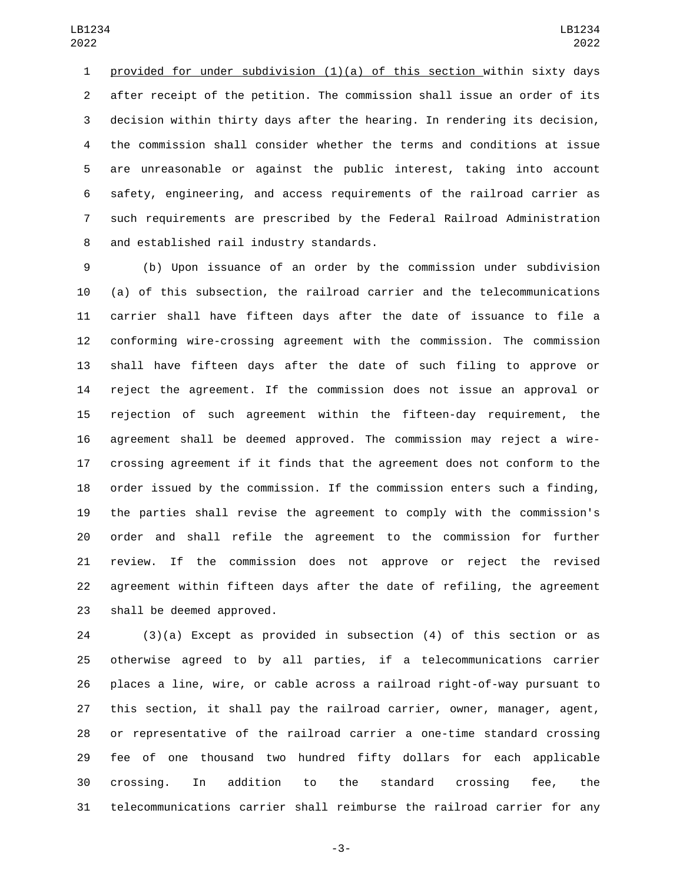provided for under subdivision (1)(a) of this section within sixty days after receipt of the petition. The commission shall issue an order of its decision within thirty days after the hearing. In rendering its decision, the commission shall consider whether the terms and conditions at issue are unreasonable or against the public interest, taking into account safety, engineering, and access requirements of the railroad carrier as such requirements are prescribed by the Federal Railroad Administration and established rail industry standards.

(b) Upon issuance of an order by the commission under subdivision (a) of this subsection, the railroad carrier and the telecommunications carrier shall have fifteen days after the date of issuance to file a conforming wire-crossing agreement with the commission. The commission shall have fifteen days after the date of such filing to approve or reject the agreement. If the commission does not issue an approval or rejection of such agreement within the fifteen-day requirement, the agreement shall be deemed approved. The commission may reject a wire-crossing agreement if it finds that the agreement does not conform to the order issued by the commission. If the commission enters such a finding, the parties shall revise the agreement to comply with the commission's order and shall refile the agreement to the commission for further review. If the commission does not approve or reject the revised agreement within fifteen days after the date of refiling, the agreement shall be deemed approved.

(3)(a) Except as provided in subsection (4) of this section or as otherwise agreed to by all parties, if a telecommunications carrier places a line, wire, or cable across a railroad right-of-way pursuant to this section, it shall pay the railroad carrier, owner, manager, agent, or representative of the railroad carrier a one-time standard crossing fee of one thousand two hundred fifty dollars for each applicable crossing. In addition to the standard crossing fee, the telecommunications carrier shall reimburse the railroad carrier for any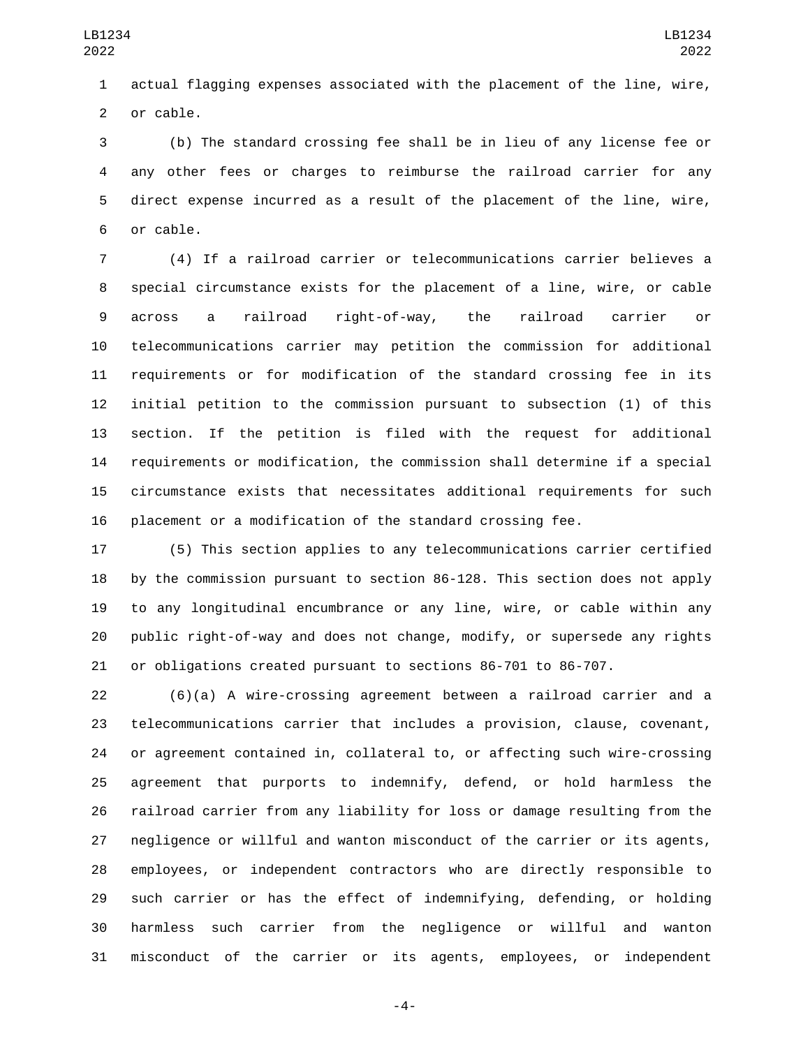actual flagging expenses associated with the placement of the line, wire, or cable.

(b) The standard crossing fee shall be in lieu of any license fee or any other fees or charges to reimburse the railroad carrier for any direct expense incurred as a result of the placement of the line, wire, or cable.

(4) If a railroad carrier or telecommunications carrier believes a special circumstance exists for the placement of a line, wire, or cable across a railroad right-of-way, the railroad carrier or telecommunications carrier may petition the commission for additional requirements or for modification of the standard crossing fee in its initial petition to the commission pursuant to subsection (1) of this section. If the petition is filed with the request for additional requirements or modification, the commission shall determine if a special circumstance exists that necessitates additional requirements for such placement or a modification of the standard crossing fee.

(5) This section applies to any telecommunications carrier certified by the commission pursuant to section 86-128. This section does not apply to any longitudinal encumbrance or any line, wire, or cable within any public right-of-way and does not change, modify, or supersede any rights or obligations created pursuant to sections 86-701 to 86-707.

(6)(a) A wire-crossing agreement between a railroad carrier and a telecommunications carrier that includes a provision, clause, covenant, or agreement contained in, collateral to, or affecting such wire-crossing agreement that purports to indemnify, defend, or hold harmless the railroad carrier from any liability for loss or damage resulting from the negligence or willful and wanton misconduct of the carrier or its agents, employees, or independent contractors who are directly responsible to such carrier or has the effect of indemnifying, defending, or holding harmless such carrier from the negligence or willful and wanton misconduct of the carrier or its agents, employees, or independent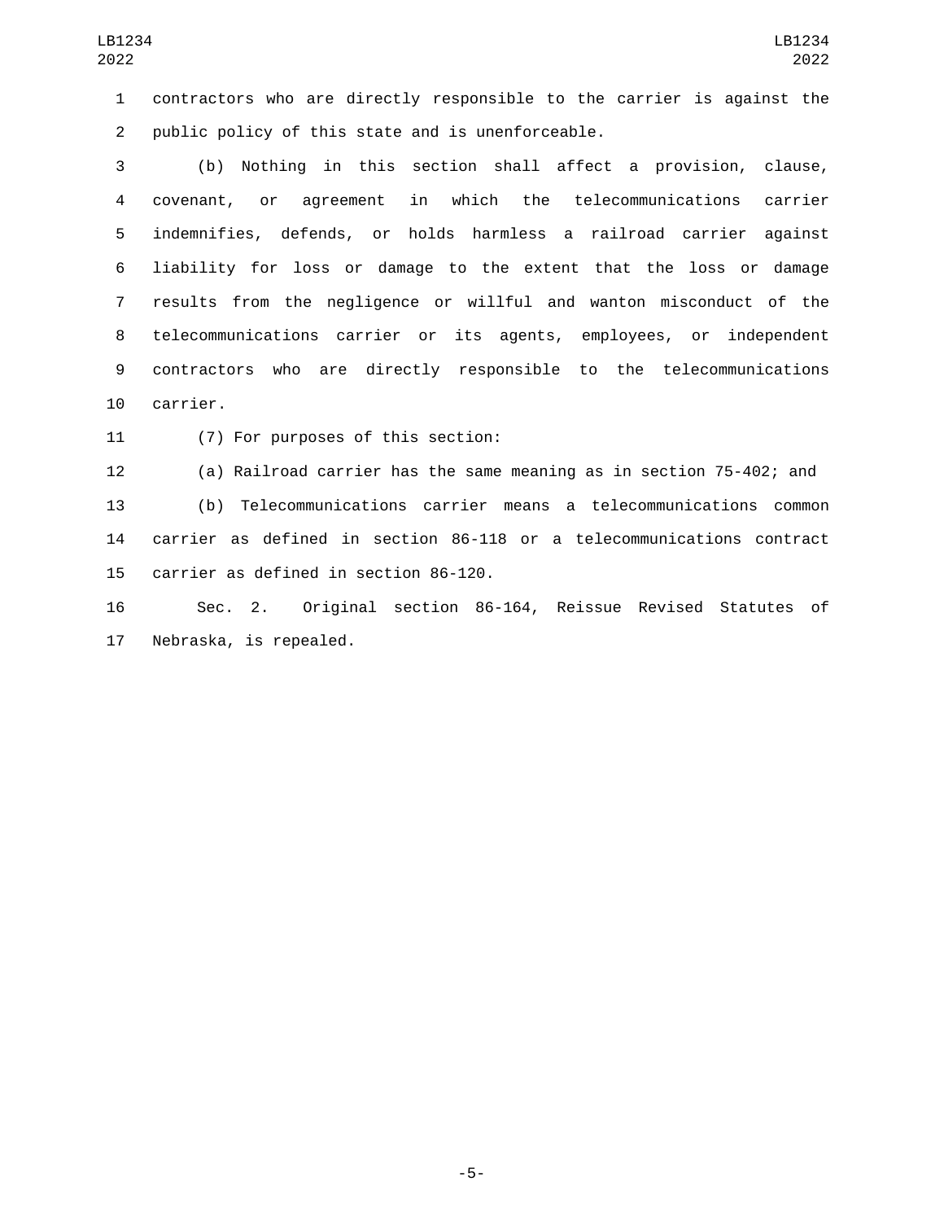contractors who are directly responsible to the carrier is against the public policy of this state and is unenforceable.

(b) Nothing in this section shall affect a provision, clause, covenant, or agreement in which the telecommunications carrier indemnifies, defends, or holds harmless a railroad carrier against liability for loss or damage to the extent that the loss or damage results from the negligence or willful and wanton misconduct of the telecommunications carrier or its agents, employees, or independent contractors who are directly responsible to the telecommunications carrier.

(7) For purposes of this section:

(a) Railroad carrier has the same meaning as in section 75-402; and

(b) Telecommunications carrier means a telecommunications common carrier as defined in section 86-118 or a telecommunications contract carrier as defined in section 86-120.

Sec. 2. Original section 86-164, Reissue Revised Statutes of Nebraska, is repealed.